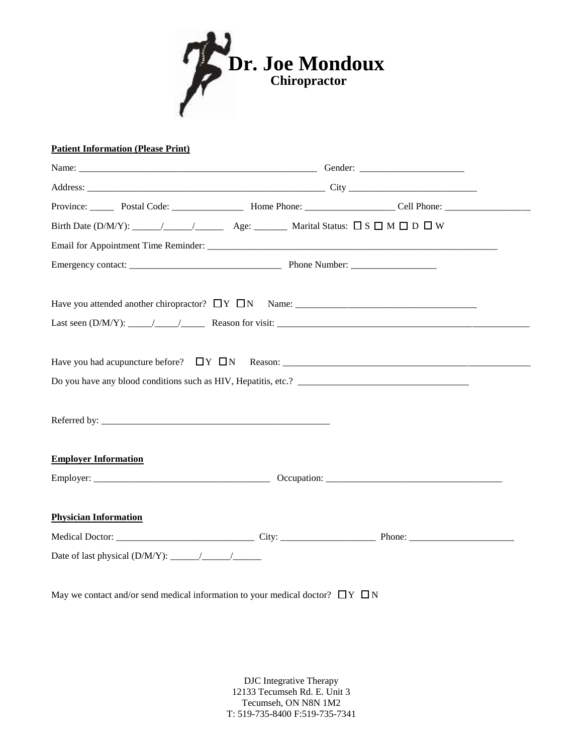# Dr. Joe Mondoux
**Chiropractor**

**Patient Information (Please Print)**

Name: ___________________________________________________ Gender: ______________________

Address: ___________________________________________________ City ___________________________

Province: _____ Postal Code: _______________ Home Phone: ___________________ Cell Phone: __________________

Birth Date (D/M/Y): ______/______/______ Age: _______ Marital Status: ☐ S ☐ M ☐ D ☐ W

Email for Appointment Time Reminder: _______________________________________________________________

Emergency contact: ________________________________ Phone Number: __________________

Have you attended another chiropractor? ☐Y ☐N Name: ______________________________________

Last seen (D/M/Y): _____/_____/_____ Reason for visit: _____________________________________________________

Have you had acupuncture before? ☐Y ☐N Reason: _____________________________________________________

Do you have any blood conditions such as HIV, Hepatitis, etc.? ____________________________________

Referred by: __________________________________________________

**Employer Information**

Employer: _____________________________________ Occupation: _____________________________________

**Physician Information**

Medical Doctor: _____________________________ City: ____________________ Phone: ______________________

Date of last physical (D/M/Y): ______/______/______

May we contact and/or send medical information to your medical doctor? ☐Y ☐N

DJC Integrative Therapy
12133 Tecumseh Rd. E. Unit 3
Tecumseh, ON N8N 1M2
T: 519-735-8400 F:519-735-7341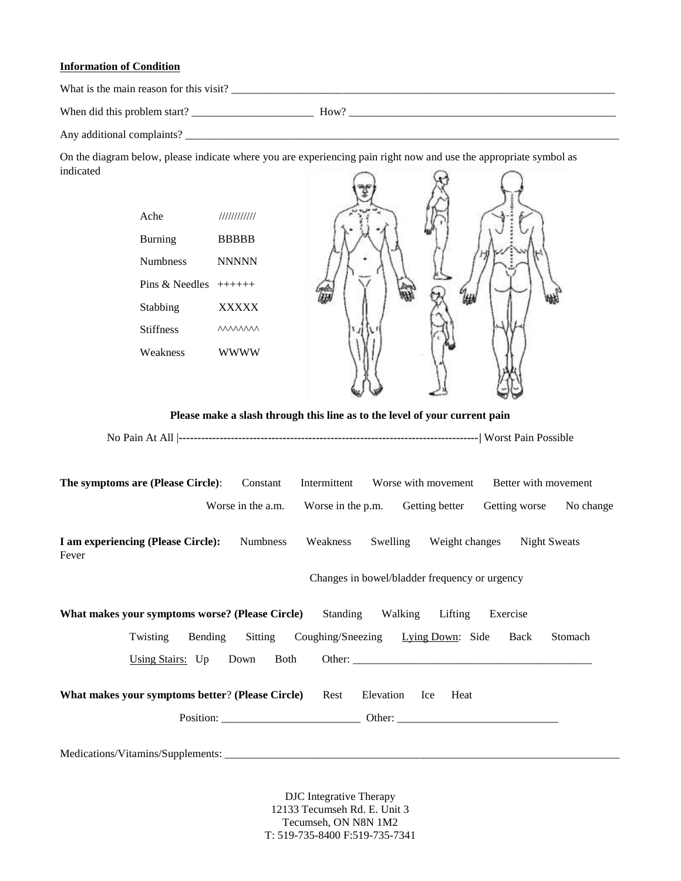**Information of Condition**

What is the main reason for this visit? ___________________________________________________________________________

When did this problem start? ______________________ How? ___________________________________________________

Any additional complaints? ___________________________________________________________________________________

On the diagram below, please indicate where you are experiencing pain right now and use the appropriate symbol as indicated

| | |
|---|---|
| Ache | //////////// |
| Burning | BBBBB |
| Numbness | NNNNN |
| Pins & Needles | ++++++ |
| Stabbing | XXXXX |
| Stiffness | ^^^^^^^^ |
| Weakness | WWWW |

**Please make a slash through this line as to the level of your current pain**

No Pain At All |--------------------------------------------------------------------------------| Worst Pain Possible

**The symptoms are (Please Circle)**: Constant Intermittent Worse with movement Better with movement Worse in the a.m. Worse in the p.m. Getting better Getting worse No change

**I am experiencing (Please Circle):** Numbness Weakness Swelling Weight changes Night Sweats Fever Changes in bowel/bladder frequency or urgency

**What makes your symptoms worse? (Please Circle)** Standing Walking Lifting Exercise Twisting Bending Sitting Coughing/Sneezing <u>Lying Down</u>: Side Back Stomach <u>Using Stairs:</u> Up Down Both Other: ___________________________________________

**What makes your symptoms better? (Please Circle)** Rest Elevation Ice Heat

Position: _________________________ Other: _____________________________

Medications/Vitamins/Supplements: ___________________________________________________________________________

DJC Integrative Therapy
12133 Tecumseh Rd. E. Unit 3
Tecumseh, ON N8N 1M2
T: 519-735-8400 F:519-735-7341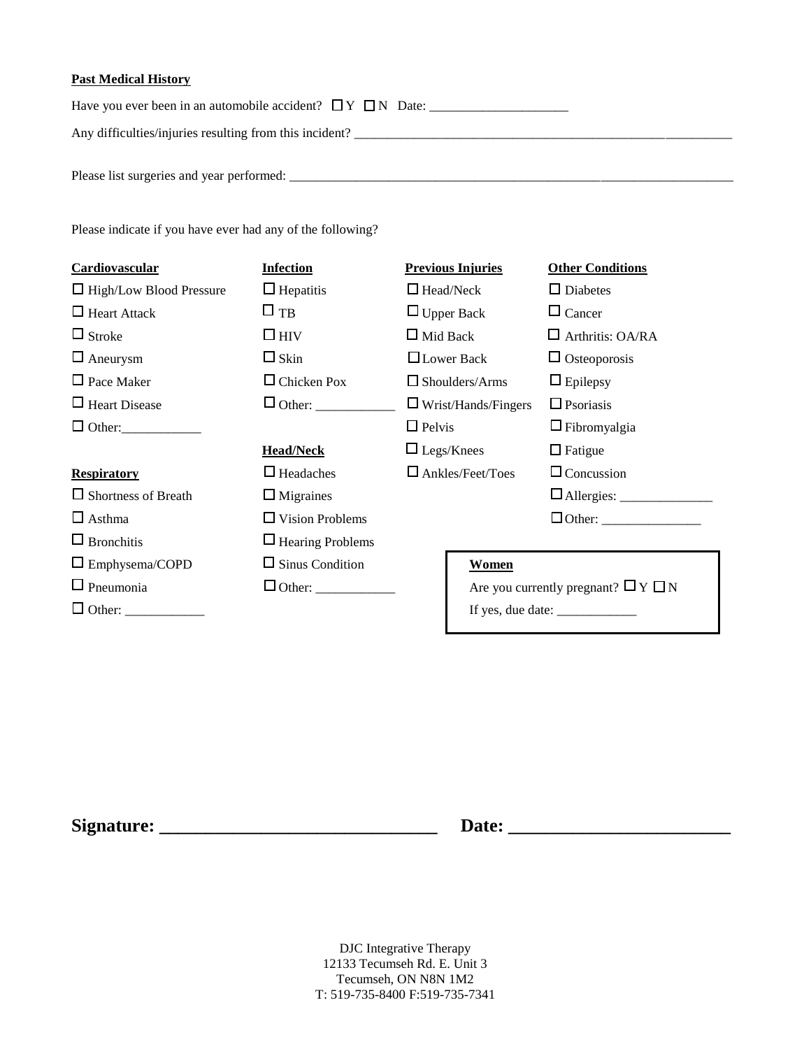**Past Medical History**

Have you ever been in an automobile accident? ☐ Y ☐ N Date: ____________________

Any difficulties/injuries resulting from this incident? ____________________________________________________________

Please list surgeries and year performed: ______________________________________________________________________

Please indicate if you have ever had any of the following?

**Cardiovascular**

- ☐ High/Low Blood Pressure
- ☐ Heart Attack
- ☐ Stroke
- ☐ Aneurysm
- ☐ Pace Maker
- ☐ Heart Disease
- ☐ Other:____________

**Respiratory**

- ☐ Shortness of Breath
- ☐ Asthma
- ☐ Bronchitis
- ☐ Emphysema/COPD
- ☐ Pneumonia
- ☐ Other: ____________

**Infection**

- ☐ Hepatitis
- ☐ TB
- ☐ HIV
- ☐ Skin
- ☐ Chicken Pox
- ☐ Other: ____________

**Head/Neck**

- ☐ Headaches
- ☐ Migraines
- ☐ Vision Problems
- ☐ Hearing Problems
- ☐ Sinus Condition
- ☐ Other: ____________

**Previous Injuries**

- ☐ Head/Neck
- ☐ Upper Back
- ☐ Mid Back
- ☐ Lower Back
- ☐ Shoulders/Arms
- ☐ Wrist/Hands/Fingers
- ☐ Pelvis
- ☐ Legs/Knees
- ☐ Ankles/Feet/Toes

**Other Conditions**

- ☐ Diabetes
- ☐ Cancer
- ☐ Arthritis: OA/RA
- ☐ Osteoporosis
- ☐ Epilepsy
- ☐ Psoriasis
- ☐ Fibromyalgia
- ☐ Fatigue
- ☐ Concussion
- ☐ Allergies: ______________
- ☐ Other: _______________

**Women**

Are you currently pregnant? ☐ Y ☐ N

If yes, due date: ____________

**Signature: ______________________________ Date: ________________________**

DJC Integrative Therapy
12133 Tecumseh Rd. E. Unit 3
Tecumseh, ON N8N 1M2
T: 519-735-8400 F:519-735-7341